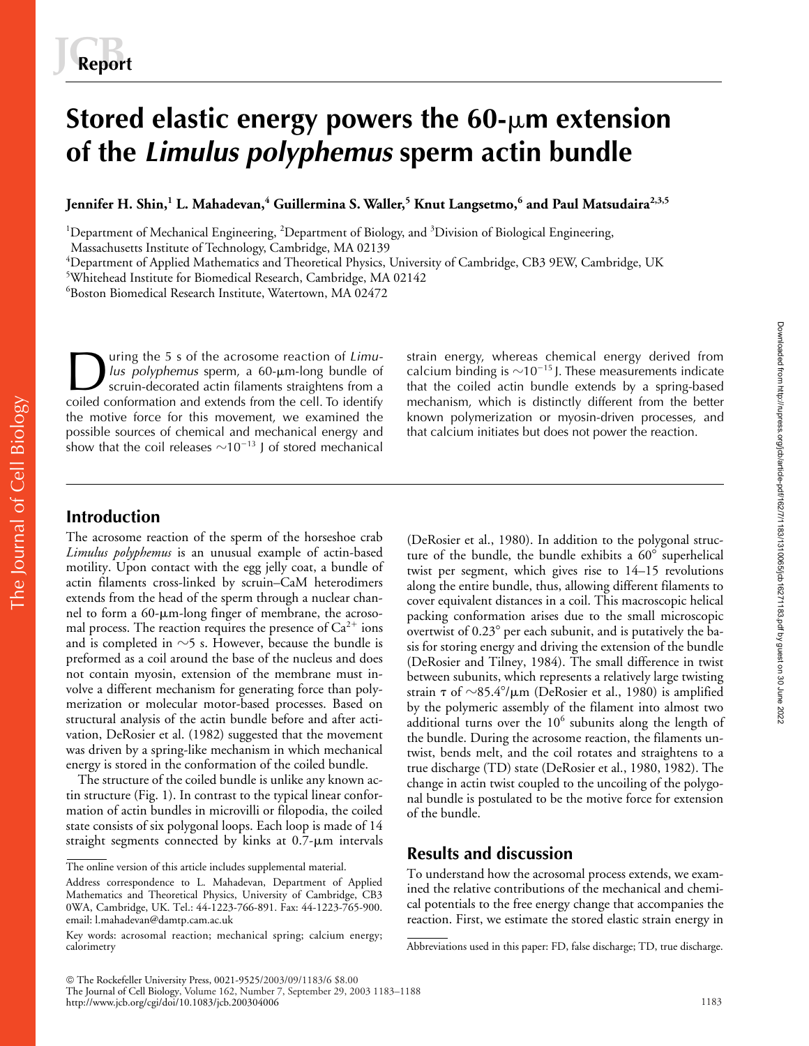Report

# Stored elastic energy powers the 60-μm extension of the *Limulus polyphemus* sperm actin bundle

**Jennifer H. Shin,[1] L. Mahadevan,[4] Guillermina S. Waller,[5] Knut Langsetmo,[6] and Paul Matsudaira[2,3,5]**

[1]Department of Mechanical Engineering, [2]Department of Biology, and [3]Division of Biological Engineering, Massachusetts Institute of Technology, Cambridge, MA 02139
[4]Department of Applied Mathematics and Theoretical Physics, University of Cambridge, CB3 9EW, Cambridge, UK
[5]Whitehead Institute for Biomedical Research, Cambridge, MA 02142
[6]Boston Biomedical Research Institute, Watertown, MA 02472

During the 5 s of the acrosome reaction of *Limulus polyphemus* sperm, a 60-μm-long bundle of scruin-decorated actin filaments straightens from a coiled conformation and extends from the cell. To identify the motive force for this movement, we examined the possible sources of chemical and mechanical energy and show that the coil releases $\sim 10^{-13}$ J of stored mechanical strain energy, whereas chemical energy derived from calcium binding is $\sim 10^{-15}$ J. These measurements indicate that the coiled actin bundle extends by a spring-based mechanism, which is distinctly different from the better known polymerization or myosin-driven processes, and that calcium initiates but does not power the reaction.

## Introduction

The acrosome reaction of the sperm of the horseshoe crab *Limulus polyphemus* is an unusual example of actin-based motility. Upon contact with the egg jelly coat, a bundle of actin filaments cross-linked by scruin–CaM heterodimers extends from the head of the sperm through a nuclear channel to form a 60-μm-long finger of membrane, the acrosomal process. The reaction requires the presence of $Ca^{2+}$ ions and is completed in ~5 s. However, because the bundle is preformed as a coil around the base of the nucleus and does not contain myosin, extension of the membrane must involve a different mechanism for generating force than polymerization or molecular motor-based processes. Based on structural analysis of the actin bundle before and after activation, DeRosier et al. (1982) suggested that the movement was driven by a spring-like mechanism in which mechanical energy is stored in the conformation of the coiled bundle.

The structure of the coiled bundle is unlike any known actin structure (Fig. 1). In contrast to the typical linear conformation of actin bundles in microvilli or filopodia, the coiled state consists of six polygonal loops. Each loop is made of 14 straight segments connected by kinks at 0.7-μm intervals (DeRosier et al., 1980). In addition to the polygonal structure of the bundle, the bundle exhibits a 60° superhelical twist per segment, which gives rise to 14–15 revolutions along the entire bundle, thus, allowing different filaments to cover equivalent distances in a coil. This macroscopic helical packing conformation arises due to the small microscopic overtwist of 0.23° per each subunit, and is putatively the basis for storing energy and driving the extension of the bundle (DeRosier and Tilney, 1984). The small difference in twist between subunits, which represents a relatively large twisting strain $\tau$ of ~85.4°/μm (DeRosier et al., 1980) is amplified by the polymeric assembly of the filament into almost two additional turns over the $10^6$ subunits along the length of the bundle. During the acrosome reaction, the filaments untwist, bends melt, and the coil rotates and straightens to a true discharge (TD) state (DeRosier et al., 1980, 1982). The change in actin twist coupled to the uncoiling of the polygonal bundle is postulated to be the motive force for extension of the bundle.

## Results and discussion

To understand how the acrosomal process extends, we examined the relative contributions of the mechanical and chemical potentials to the free energy change that accompanies the reaction. First, we estimate the stored elastic strain energy in

The online version of this article includes supplemental material.

Address correspondence to L. Mahadevan, Department of Applied Mathematics and Theoretical Physics, University of Cambridge, CB3 0WA, Cambridge, UK. Tel.: 44-1223-766-891. Fax: 44-1223-765-900. email: l.mahadevan@damtp.cam.ac.uk

Key words: acrosomal reaction; mechanical spring; calcium energy; calorimetry

Abbreviations used in this paper: FD, false discharge; TD, true discharge.

© The Rockefeller University Press, 0021-9525/2003/09/1183/6 $8.00
http://www.jcb.org/cgi/doi/10.1083/jcb.200304006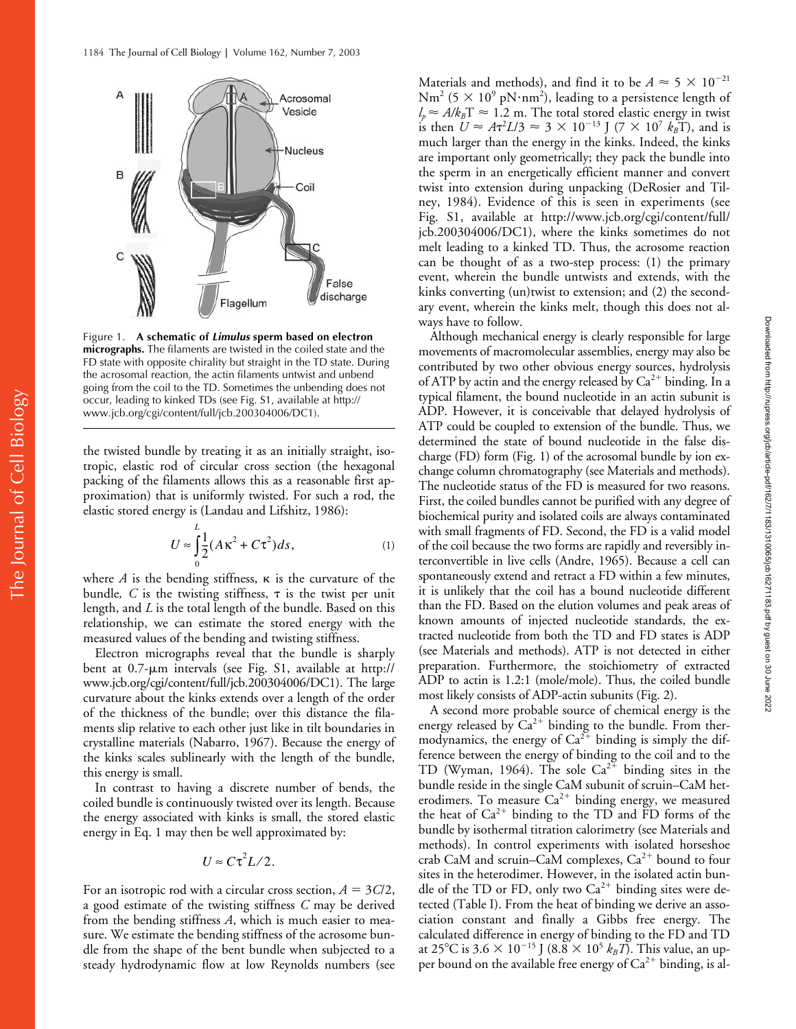Figure 1. **A schematic of *Limulus* sperm based on electron micrographs.** The filaments are twisted in the coiled state and the FD state with opposite chirality but straight in the TD state. During the acrosomal reaction, the actin filaments untwist and unbend going from the coil to the TD. Sometimes the unbending does not occur, leading to kinked TDs (see Fig. S1, available at http://www.jcb.org/cgi/content/full/jcb.200304006/DC1).

the twisted bundle by treating it as an initially straight, isotropic, elastic rod of circular cross section (the hexagonal packing of the filaments allows this as a reasonable first approximation) that is uniformly twisted. For such a rod, the elastic stored energy is (Landau and Lifshitz, 1986):

$$U \approx \int_0^L \frac{1}{2}(A\kappa^2 + C\tau^2)ds, \tag{1}$$

where $A$ is the bending stiffness, $\kappa$ is the curvature of the bundle, $C$ is the twisting stiffness, $\tau$ is the twist per unit length, and $L$ is the total length of the bundle. Based on this relationship, we can estimate the stored energy with the measured values of the bending and twisting stiffness.

Electron micrographs reveal that the bundle is sharply bent at 0.7-μm intervals (see Fig. S1, available at http://www.jcb.org/cgi/content/full/jcb.200304006/DC1). The large curvature about the kinks extends over a length of the order of the thickness of the bundle; over this distance the filaments slip relative to each other just like in tilt boundaries in crystalline materials (Nabarro, 1967). Because the energy of the kinks scales sublinearly with the length of the bundle, this energy is small.

In contrast to having a discrete number of bends, the coiled bundle is continuously twisted over its length. Because the energy associated with kinks is small, the stored elastic energy in Eq. 1 may then be well approximated by:

$$U \approx C\tau^2 L/2.$$

For an isotropic rod with a circular cross section, $A = 3C/2$, a good estimate of the twisting stiffness $C$ may be derived from the bending stiffness $A$, which is much easier to measure. We estimate the bending stiffness of the acrosome bundle from the shape of the bent bundle when subjected to a steady hydrodynamic flow at low Reynolds numbers (see Materials and methods), and find it to be $A \approx 5 \times 10^{-21}$ Nm$^2$ ($5 \times 10^9$ pN·nm$^2$), leading to a persistence length of $l_p \approx A/k_BT \approx 1.2$ m. The total stored elastic energy in twist is then $U \approx A\tau^2 L/3 \approx 3 \times 10^{-13}$ J ($7 \times 10^7$ $k_BT$), and is much larger than the energy in the kinks. Indeed, the kinks are important only geometrically; they pack the bundle into the sperm in an energetically efficient manner and convert twist into extension during unpacking (DeRosier and Tilney, 1984). Evidence of this is seen in experiments (see Fig. S1, available at http://www.jcb.org/cgi/content/full/jcb.200304006/DC1), where the kinks sometimes do not melt leading to a kinked TD. Thus, the acrosome reaction can be thought of as a two-step process: (1) the primary event, wherein the bundle untwists and extends, with the kinks converting (un)twist to extension; and (2) the secondary event, wherein the kinks melt, though this does not always have to follow.

Although mechanical energy is clearly responsible for large movements of macromolecular assemblies, energy may also be contributed by two other obvious energy sources, hydrolysis of ATP by actin and the energy released by $Ca^{2+}$ binding. In a typical filament, the bound nucleotide in an actin subunit is ADP. However, it is conceivable that delayed hydrolysis of ATP could be coupled to extension of the bundle. Thus, we determined the state of bound nucleotide in the false discharge (FD) form (Fig. 1) of the acrosomal bundle by ion exchange column chromatography (see Materials and methods). The nucleotide status of the FD is measured for two reasons. First, the coiled bundles cannot be purified with any degree of biochemical purity and isolated coils are always contaminated with small fragments of FD. Second, the FD is a valid model of the coil because the two forms are rapidly and reversibly interconvertible in live cells (Andre, 1965). Because a cell can spontaneously extend and retract a FD within a few minutes, it is unlikely that the coil has a bound nucleotide different than the FD. Based on the elution volumes and peak areas of known amounts of injected nucleotide standards, the extracted nucleotide from both the TD and FD states is ADP (see Materials and methods). ATP is not detected in either preparation. Furthermore, the stoichiometry of extracted ADP to actin is 1.2:1 (mole/mole). Thus, the coiled bundle most likely consists of ADP-actin subunits (Fig. 2).

A second more probable source of chemical energy is the energy released by $Ca^{2+}$ binding to the bundle. From thermodynamics, the energy of $Ca^{2+}$ binding is simply the difference between the energy of binding to the coil and to the TD (Wyman, 1964). The sole $Ca^{2+}$ binding sites in the bundle reside in the single CaM subunit of scruin–CaM heterodimers. To measure $Ca^{2+}$ binding energy, we measured the heat of $Ca^{2+}$ binding to the TD and FD forms of the bundle by isothermal titration calorimetry (see Materials and methods). In control experiments with isolated horseshoe crab CaM and scruin–CaM complexes, $Ca^{2+}$ bound to four sites in the heterodimer. However, in the isolated actin bundle of the TD or FD, only two $Ca^{2+}$ binding sites were detected (Table I). From the heat of binding we derive an association constant and finally a Gibbs free energy. The calculated difference in energy of binding to the FD and TD at 25°C is $3.6 \times 10^{-15}$ J ($8.8 \times 10^5$ $k_BT$). This value, an upper bound on the available free energy of $Ca^{2+}$ binding, is al-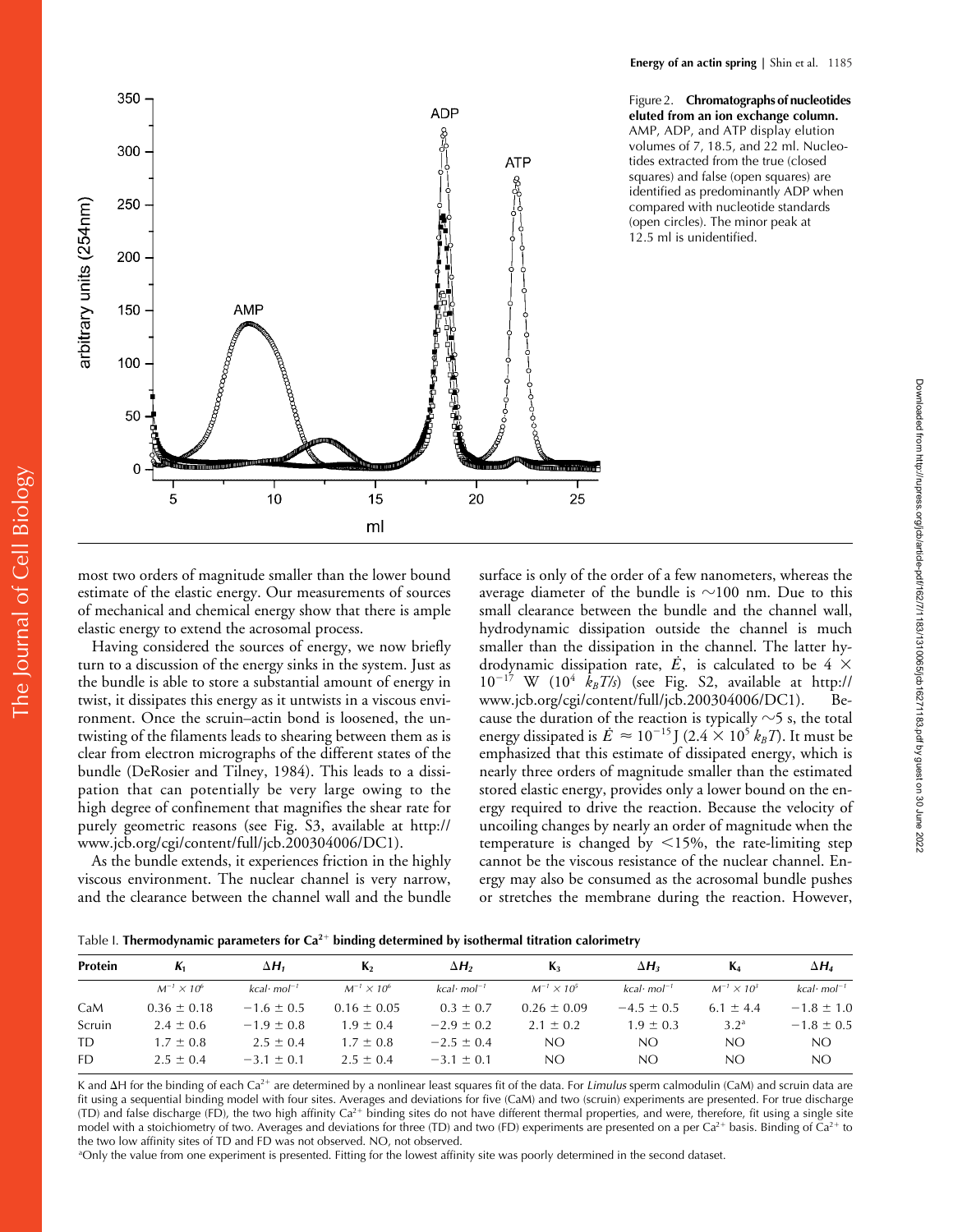Figure 2. **Chromatographs of nucleotides eluted from an ion exchange column.** AMP, ADP, and ATP display elution volumes of 7, 18.5, and 22 ml. Nucleotides extracted from the true (closed squares) and false (open squares) are identified as predominantly ADP when compared with nucleotide standards (open circles). The minor peak at 12.5 ml is unidentified.

most two orders of magnitude smaller than the lower bound estimate of the elastic energy. Our measurements of sources of mechanical and chemical energy show that there is ample elastic energy to extend the acrosomal process.

Having considered the sources of energy, we now briefly turn to a discussion of the energy sinks in the system. Just as the bundle is able to store a substantial amount of energy in twist, it dissipates this energy as it untwists in a viscous environment. Once the scruin–actin bond is loosened, the untwisting of the filaments leads to shearing between them as is clear from electron micrographs of the different states of the bundle (DeRosier and Tilney, 1984). This leads to a dissipation that can potentially be very large owing to the high degree of confinement that magnifies the shear rate for purely geometric reasons (see Fig. S3, available at http://www.jcb.org/cgi/content/full/jcb.200304006/DC1).

As the bundle extends, it experiences friction in the highly viscous environment. The nuclear channel is very narrow, and the clearance between the channel wall and the bundle surface is only of the order of a few nanometers, whereas the average diameter of the bundle is ∼100 nm. Due to this small clearance between the bundle and the channel wall, hydrodynamic dissipation outside the channel is much smaller than the dissipation in the channel. The latter hydrodynamic dissipation rate, $\dot{E}$, is calculated to be $4 \times 10^{-17}$ W ($10^4\ k_BT/s$) (see Fig. S2, available at http://www.jcb.org/cgi/content/full/jcb.200304006/DC1). Because the duration of the reaction is typically ∼5 s, the total energy dissipated is $\dot{E} \approx 10^{-15}$ J ($2.4 \times 10^5\ k_BT$). It must be emphasized that this estimate of dissipated energy, which is nearly three orders of magnitude smaller than the estimated stored elastic energy, provides only a lower bound on the energy required to drive the reaction. Because the velocity of uncoiling changes by nearly an order of magnitude when the temperature is changed by <15%, the rate-limiting step cannot be the viscous resistance of the nuclear channel. Energy may also be consumed as the acrosomal bundle pushes or stretches the membrane during the reaction. However,

Table I. **Thermodynamic parameters for $Ca^{2+}$ binding determined by isothermal titration calorimetry**

| Protein | $K_1$ | $\Delta H_1$ | $K_2$ | $\Delta H_2$ | $K_3$ | $\Delta H_3$ | $K_4$ | $\Delta H_4$ |
|---|---|---|---|---|---|---|---|---|
| | $M^{-1} \times 10^6$ | $kcal \cdot mol^{-1}$ | $M^{-1} \times 10^6$ | $kcal \cdot mol^{-1}$ | $M^{-1} \times 10^5$ | $kcal \cdot mol^{-1}$ | $M^{-1} \times 10^3$ | $kcal \cdot mol^{-1}$ |
| CaM | 0.36 ± 0.18 | −1.6 ± 0.5 | 0.16 ± 0.05 | 0.3 ± 0.7 | 0.26 ± 0.09 | −4.5 ± 0.5 | 6.1 ± 4.4 | −1.8 ± 1.0 |
| Scruin | 2.4 ± 0.6 | −1.9 ± 0.8 | 1.9 ± 0.4 | −2.9 ± 0.2 | 2.1 ± 0.2 | 1.9 ± 0.3 | 3.2[a] | −1.8 ± 0.5 |
| TD | 1.7 ± 0.8 | 2.5 ± 0.4 | 1.7 ± 0.8 | −2.5 ± 0.4 | NO | NO | NO | NO |
| FD | 2.5 ± 0.4 | −3.1 ± 0.1 | 2.5 ± 0.4 | −3.1 ± 0.1 | NO | NO | NO | NO |

K and ΔH for the binding of each $Ca^{2+}$ are determined by a nonlinear least squares fit of the data. For *Limulus* sperm calmodulin (CaM) and scruin data are fit using a sequential binding model with four sites. Averages and deviations for five (CaM) and two (scruin) experiments are presented. For true discharge (TD) and false discharge (FD), the two high affinity $Ca^{2+}$ binding sites do not have different thermal properties, and were, therefore, fit using a single site model with a stoichiometry of two. Averages and deviations for three (TD) and two (FD) experiments are presented on a per $Ca^{2+}$ basis. Binding of $Ca^{2+}$ to the two low affinity sites of TD and FD was not observed. NO, not observed.

[a]Only the value from one experiment is presented. Fitting for the lowest affinity site was poorly determined in the second dataset.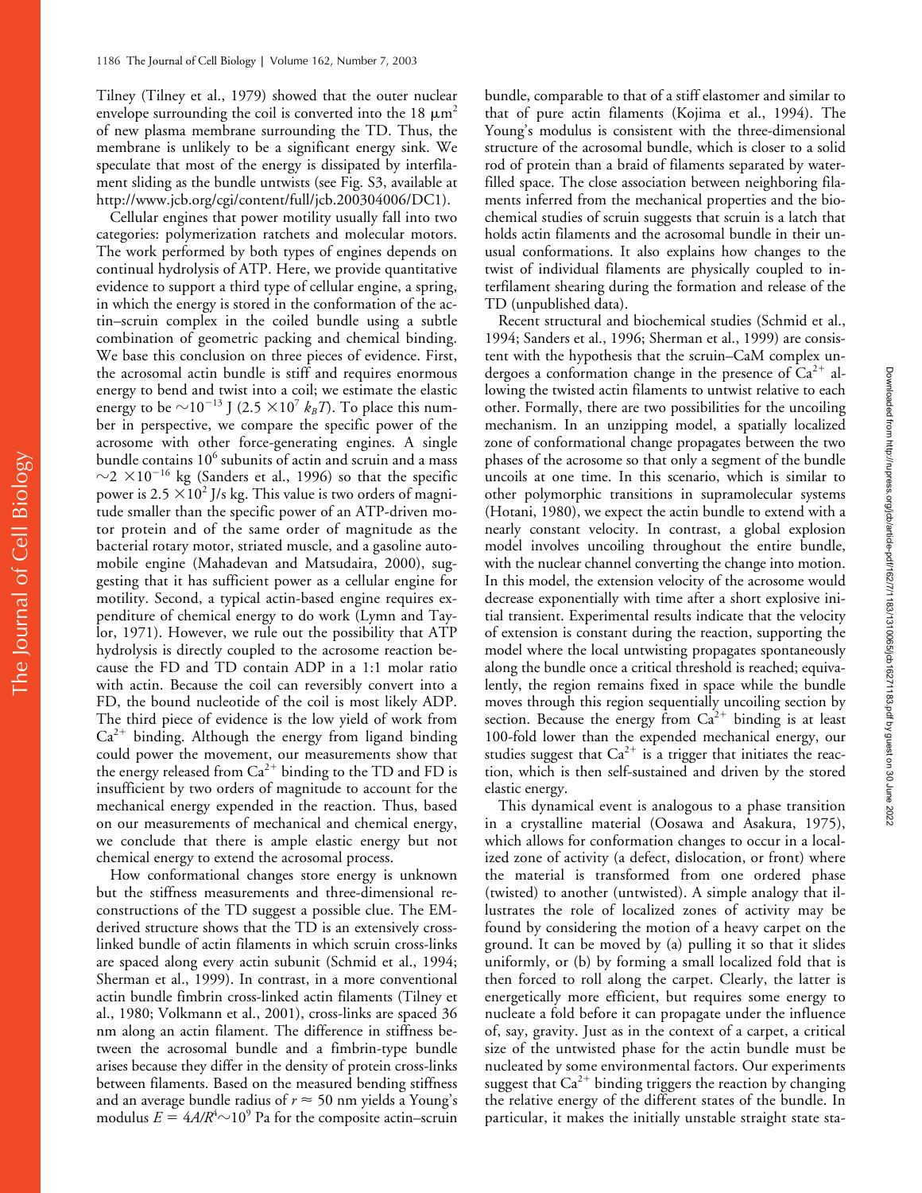Tilney (Tilney et al., 1979) showed that the outer nuclear envelope surrounding the coil is converted into the 18 $\mu m^2$ of new plasma membrane surrounding the TD. Thus, the membrane is unlikely to be a significant energy sink. We speculate that most of the energy is dissipated by interfilament sliding as the bundle untwists (see Fig. S3, available at http://www.jcb.org/cgi/content/full/jcb.200304006/DC1).

Cellular engines that power motility usually fall into two categories: polymerization ratchets and molecular motors. The work performed by both types of engines depends on continual hydrolysis of ATP. Here, we provide quantitative evidence to support a third type of cellular engine, a spring, in which the energy is stored in the conformation of the actin–scruin complex in the coiled bundle using a subtle combination of geometric packing and chemical binding. We base this conclusion on three pieces of evidence. First, the acrosomal actin bundle is stiff and requires enormous energy to bend and twist into a coil; we estimate the elastic energy to be $\sim 10^{-13}$ J ($2.5 \times 10^7\ k_BT$). To place this number in perspective, we compare the specific power of the acrosome with other force-generating engines. A single bundle contains $10^6$ subunits of actin and scruin and a mass $\sim 2 \times 10^{-16}$ kg (Sanders et al., 1996) so that the specific power is $2.5 \times 10^2$ J/s kg. This value is two orders of magnitude smaller than the specific power of an ATP-driven motor protein and of the same order of magnitude as the bacterial rotary motor, striated muscle, and a gasoline automobile engine (Mahadevan and Matsudaira, 2000), suggesting that it has sufficient power as a cellular engine for motility. Second, a typical actin-based engine requires expenditure of chemical energy to do work (Lymn and Taylor, 1971). However, we rule out the possibility that ATP hydrolysis is directly coupled to the acrosome reaction because the FD and TD contain ADP in a 1:1 molar ratio with actin. Because the coil can reversibly convert into a FD, the bound nucleotide of the coil is most likely ADP. The third piece of evidence is the low yield of work from $Ca^{2+}$ binding. Although the energy from ligand binding could power the movement, our measurements show that the energy released from $Ca^{2+}$ binding to the TD and FD is insufficient by two orders of magnitude to account for the mechanical energy expended in the reaction. Thus, based on our measurements of mechanical and chemical energy, we conclude that there is ample elastic energy but not chemical energy to extend the acrosomal process.

How conformational changes store energy is unknown but the stiffness measurements and three-dimensional reconstructions of the TD suggest a possible clue. The EM-derived structure shows that the TD is an extensively cross-linked bundle of actin filaments in which scruin cross-links are spaced along every actin subunit (Schmid et al., 1994; Sherman et al., 1999). In contrast, in a more conventional actin bundle fimbrin cross-linked actin filaments (Tilney et al., 1980; Volkmann et al., 2001), cross-links are spaced 36 nm along an actin filament. The difference in stiffness between the acrosomal bundle and a fimbrin-type bundle arises because they differ in the density of protein cross-links between filaments. Based on the measured bending stiffness and an average bundle radius of $r \approx 50$ nm yields a Young's modulus $E = 4A/R^4 \sim 10^9$ Pa for the composite actin–scruin bundle, comparable to that of a stiff elastomer and similar to that of pure actin filaments (Kojima et al., 1994). The Young's modulus is consistent with the three-dimensional structure of the acrosomal bundle, which is closer to a solid rod of protein than a braid of filaments separated by water-filled space. The close association between neighboring filaments inferred from the mechanical properties and the biochemical studies of scruin suggests that scruin is a latch that holds actin filaments and the acrosomal bundle in their unusual conformations. It also explains how changes to the twist of individual filaments are physically coupled to interfilament shearing during the formation and release of the TD (unpublished data).

Recent structural and biochemical studies (Schmid et al., 1994; Sanders et al., 1996; Sherman et al., 1999) are consistent with the hypothesis that the scruin–CaM complex undergoes a conformation change in the presence of $Ca^{2+}$ allowing the twisted actin filaments to untwist relative to each other. Formally, there are two possibilities for the uncoiling mechanism. In an unzipping model, a spatially localized zone of conformational change propagates between the two phases of the acrosome so that only a segment of the bundle uncoils at one time. In this scenario, which is similar to other polymorphic transitions in supramolecular systems (Hotani, 1980), we expect the actin bundle to extend with a nearly constant velocity. In contrast, a global explosion model involves uncoiling throughout the entire bundle, with the nuclear channel converting the change into motion. In this model, the extension velocity of the acrosome would decrease exponentially with time after a short explosive initial transient. Experimental results indicate that the velocity of extension is constant during the reaction, supporting the model where the local untwisting propagates spontaneously along the bundle once a critical threshold is reached; equivalently, the region remains fixed in space while the bundle moves through this region sequentially uncoiling section by section. Because the energy from $Ca^{2+}$ binding is at least 100-fold lower than the expended mechanical energy, our studies suggest that $Ca^{2+}$ is a trigger that initiates the reaction, which is then self-sustained and driven by the stored elastic energy.

This dynamical event is analogous to a phase transition in a crystalline material (Oosawa and Asakura, 1975), which allows for conformation changes to occur in a localized zone of activity (a defect, dislocation, or front) where the material is transformed from one ordered phase (twisted) to another (untwisted). A simple analogy that illustrates the role of localized zones of activity may be found by considering the motion of a heavy carpet on the ground. It can be moved by (a) pulling it so that it slides uniformly, or (b) by forming a small localized fold that is then forced to roll along the carpet. Clearly, the latter is energetically more efficient, but requires some energy to nucleate a fold before it can propagate under the influence of, say, gravity. Just as in the context of a carpet, a critical size of the untwisted phase for the actin bundle must be nucleated by some environmental factors. Our experiments suggest that $Ca^{2+}$ binding triggers the reaction by changing the relative energy of the different states of the bundle. In particular, it makes the initially unstable straight state sta-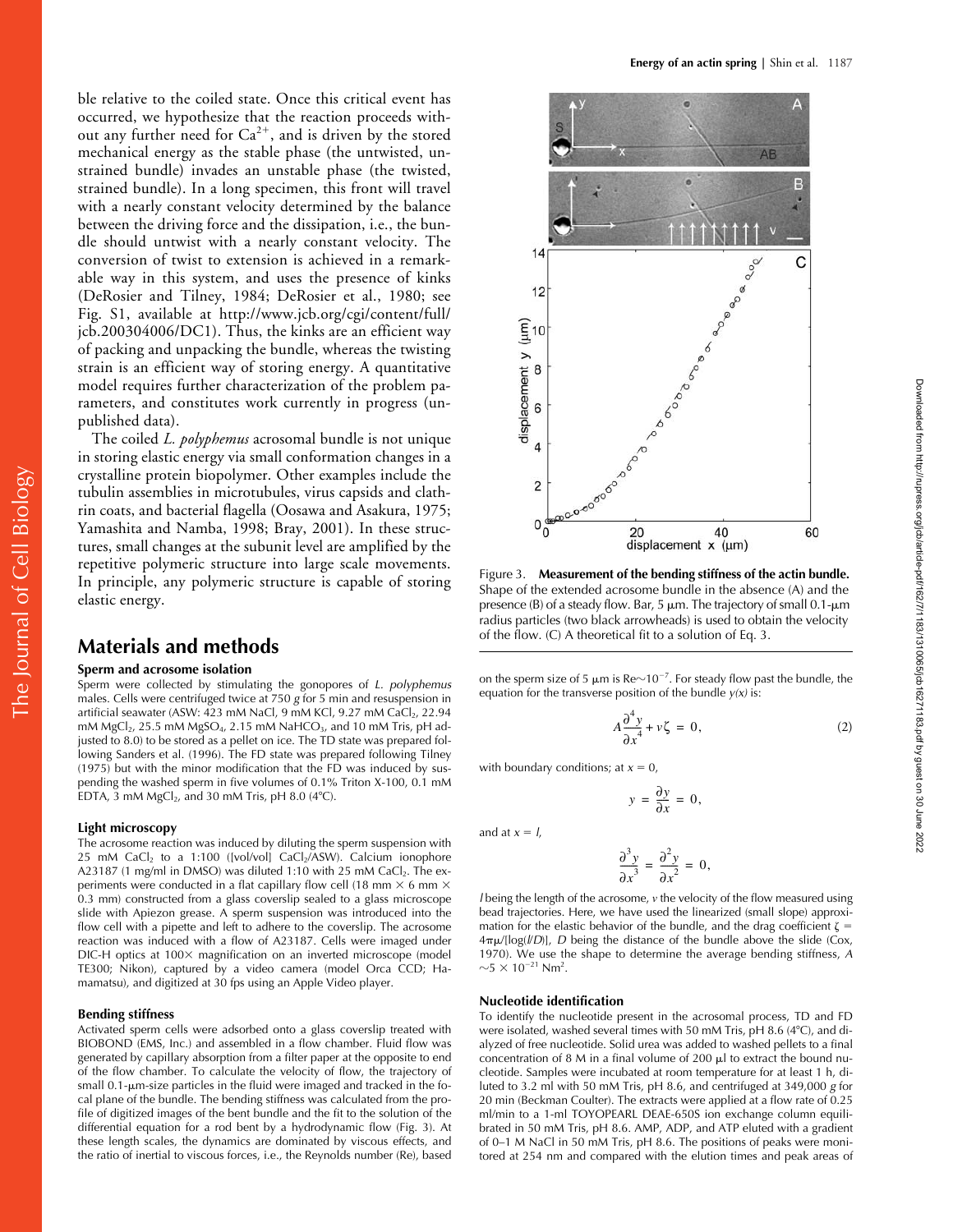ble relative to the coiled state. Once this critical event has occurred, we hypothesize that the reaction proceeds without any further need for $Ca^{2+}$, and is driven by the stored mechanical energy as the stable phase (the untwisted, unstrained bundle) invades an unstable phase (the twisted, strained bundle). In a long specimen, this front will travel with a nearly constant velocity determined by the balance between the driving force and the dissipation, i.e., the bundle should untwist with a nearly constant velocity. The conversion of twist to extension is achieved in a remarkable way in this system, and uses the presence of kinks (DeRosier and Tilney, 1984; DeRosier et al., 1980; see Fig. S1, available at http://www.jcb.org/cgi/content/full/jcb.200304006/DC1). Thus, the kinks are an efficient way of packing and unpacking the bundle, whereas the twisting strain is an efficient way of storing energy. A quantitative model requires further characterization of the problem parameters, and constitutes work currently in progress (unpublished data).

The coiled *L. polyphemus* acrosomal bundle is not unique in storing elastic energy via small conformation changes in a crystalline protein biopolymer. Other examples include the tubulin assemblies in microtubules, virus capsids and clathrin coats, and bacterial flagella (Oosawa and Asakura, 1975; Yamashita and Namba, 1998; Bray, 2001). In these structures, small changes at the subunit level are amplified by the repetitive polymeric structure into large scale movements. In principle, any polymeric structure is capable of storing elastic energy.

## Materials and methods

### Sperm and acrosome isolation

Sperm were collected by stimulating the gonopores of *L. polyphemus* males. Cells were centrifuged twice at 750 *g* for 5 min and resuspension in artificial seawater (ASW: 423 mM NaCl, 9 mM KCl, 9.27 mM $CaCl_2$, 22.94 mM $MgCl_2$, 25.5 mM $MgSO_4$, 2.15 mM $NaHCO_3$, and 10 mM Tris, pH adjusted to 8.0) to be stored as a pellet on ice. The TD state was prepared following Sanders et al. (1996). The FD state was prepared following Tilney (1975) but with the minor modification that the FD was induced by suspending the washed sperm in five volumes of 0.1% Triton X-100, 0.1 mM EDTA, 3 mM $MgCl_2$, and 30 mM Tris, pH 8.0 (4°C).

### Light microscopy

The acrosome reaction was induced by diluting the sperm suspension with 25 mM $CaCl_2$ to a 1:100 ([vol/vol] $CaCl_2$/ASW). Calcium ionophore A23187 (1 mg/ml in DMSO) was diluted 1:10 with 25 mM $CaCl_2$. The experiments were conducted in a flat capillary flow cell (18 mm × 6 mm × 0.3 mm) constructed from a glass coverslip sealed to a glass microscope slide with Apiezon grease. A sperm suspension was introduced into the flow cell with a pipette and left to adhere to the coverslip. The acrosome reaction was induced with a flow of A23187. Cells were imaged under DIC-H optics at 100× magnification on an inverted microscope (model TE300; Nikon), captured by a video camera (model Orca CCD; Hamamatsu), and digitized at 30 fps using an Apple Video player.

### Bending stiffness

Activated sperm cells were adsorbed onto a glass coverslip treated with BIOBOND (EMS, Inc.) and assembled in a flow chamber. Fluid flow was generated by capillary absorption from a filter paper at the opposite to end of the flow chamber. To calculate the velocity of flow, the trajectory of small 0.1-μm-size particles in the fluid were imaged and tracked in the focal plane of the bundle. The bending stiffness was calculated from the profile of digitized images of the bent bundle and the fit to the solution of the differential equation for a rod bent by a hydrodynamic flow (Fig. 3). At these length scales, the dynamics are dominated by viscous effects, and the ratio of inertial to viscous forces, i.e., the Reynolds number (Re), based on the sperm size of 5 μm is Re~$10^{-7}$. For steady flow past the bundle, the equation for the transverse position of the bundle $y(x)$ is:

Figure 3. **Measurement of the bending stiffness of the actin bundle.** Shape of the extended acrosome bundle in the absence (A) and the presence (B) of a steady flow. Bar, 5 μm. The trajectory of small 0.1-μm radius particles (two black arrowheads) is used to obtain the velocity of the flow. (C) A theoretical fit to a solution of Eq. 3.

$$A\frac{\partial^4 y}{\partial x^4} + v\zeta = 0, \qquad (2)$$

with boundary conditions; at $x = 0$,

$$y = \frac{\partial y}{\partial x} = 0,$$

and at $x = l$,

$$\frac{\partial^3 y}{\partial x^3} = \frac{\partial^2 y}{\partial x^2} = 0,$$

$l$ being the length of the acrosome, $v$ the velocity of the flow measured using bead trajectories. Here, we have used the linearized (small slope) approximation for the elastic behavior of the bundle, and the drag coefficient $\zeta = 4\pi\mu/[\log(l/D)]$, $D$ being the distance of the bundle above the slide (Cox, 1970). We use the shape to determine the average bending stiffness, $A$ ~$5 \times 10^{-21}$ $Nm^2$.

### Nucleotide identification

To identify the nucleotide present in the acrosomal process, TD and FD were isolated, washed several times with 50 mM Tris, pH 8.6 (4°C), and dialyzed of free nucleotide. Solid urea was added to washed pellets to a final concentration of 8 M in a final volume of 200 μl to extract the bound nucleotide. Samples were incubated at room temperature for at least 1 h, diluted to 3.2 ml with 50 mM Tris, pH 8.6, and centrifuged at 349,000 *g* for 20 min (Beckman Coulter). The extracts were applied at a flow rate of 0.25 ml/min to a 1-ml TOYOPEARL DEAE-650S ion exchange column equilibrated in 50 mM Tris, pH 8.6. AMP, ADP, and ATP eluted with a gradient of 0–1 M NaCl in 50 mM Tris, pH 8.6. The positions of peaks were monitored at 254 nm and compared with the elution times and peak areas of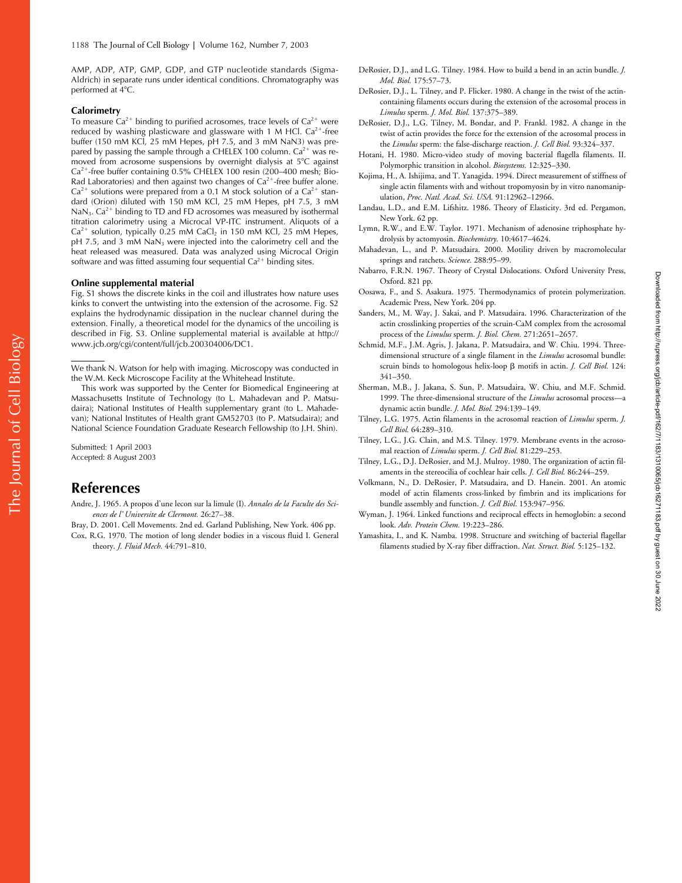AMP, ADP, ATP, GMP, GDP, and GTP nucleotide standards (Sigma-Aldrich) in separate runs under identical conditions. Chromatography was performed at 4°C.

### Calorimetry

To measure $Ca^{2+}$ binding to purified acrosomes, trace levels of $Ca^{2+}$ were reduced by washing plasticware and glassware with 1 M HCl. $Ca^{2+}$-free buffer (150 mM KCl, 25 mM Hepes, pH 7.5, and 3 mM NaN3) was prepared by passing the sample through a CHELEX 100 column. $Ca^{2+}$ was removed from acrosome suspensions by overnight dialysis at 5°C against $Ca^{2+}$-free buffer containing 0.5% CHELEX 100 resin (200–400 mesh; Bio-Rad Laboratories) and then against two changes of $Ca^{2+}$-free buffer alone. $Ca^{2+}$ solutions were prepared from a 0.1 M stock solution of a $Ca^{2+}$ standard (Orion) diluted with 150 mM KCl, 25 mM Hepes, pH 7.5, 3 mM $NaN_3$. $Ca^{2+}$ binding to TD and FD acrosomes was measured by isothermal titration calorimetry using a Microcal VP-ITC instrument. Aliquots of a $Ca^{2+}$ solution, typically 0.25 mM $CaCl_2$ in 150 mM KCl, 25 mM Hepes, pH 7.5, and 3 mM $NaN_3$ were injected into the calorimetry cell and the heat released was measured. Data was analyzed using Microcal Origin software and was fitted assuming four sequential $Ca^{2+}$ binding sites.

### Online supplemental material

Fig. S1 shows the discrete kinks in the coil and illustrates how nature uses kinks to convert the untwisting into the extension of the acrosome. Fig. S2 explains the hydrodynamic dissipation in the nuclear channel during the extension. Finally, a theoretical model for the dynamics of the uncoiling is described in Fig. S3. Online supplemental material is available at http://www.jcb.org/cgi/content/full/jcb.200304006/DC1.

---

We thank N. Watson for help with imaging. Microscopy was conducted in the W.M. Keck Microscope Facility at the Whitehead Institute.

This work was supported by the Center for Biomedical Engineering at Massachusetts Institute of Technology (to L. Mahadevan and P. Matsudaira); National Institutes of Health supplementary grant (to L. Mahadevan); National Institutes of Health grant GM52703 (to P. Matsudaira); and National Science Foundation Graduate Research Fellowship (to J.H. Shin).

Submitted: 1 April 2003
Accepted: 8 August 2003

## References

Andre, J. 1965. A propos d'une lecon sur la limule (I). *Annales de la Faculte des Sciences de l' Universite de Clermont.* 26:27–38.

Bray, D. 2001. Cell Movements. 2nd ed. Garland Publishing, New York. 406 pp.

Cox, R.G. 1970. The motion of long slender bodies in a viscous fluid I. General theory. *J. Fluid Mech.* 44:791–810.

DeRosier, D.J., and L.G. Tilney. 1984. How to build a bend in an actin bundle. *J. Mol. Biol.* 175:57–73.

DeRosier, D.J., L. Tilney, and P. Flicker. 1980. A change in the twist of the actin-containing filaments occurs during the extension of the acrosomal process in *Limulus* sperm. *J. Mol. Biol.* 137:375–389.

DeRosier, D.J., L.G. Tilney, M. Bondar, and P. Frankl. 1982. A change in the twist of actin provides the force for the extension of the acrosomal process in the *Limulus* sperm: the false-discharge reaction. *J. Cell Biol.* 93:324–337.

Hotani, H. 1980. Micro-video study of moving bacterial flagella filaments. II. Polymorphic transition in alcohol. *Biosystems.* 12:325–330.

Kojima, H., A. Ishijima, and T. Yanagida. 1994. Direct measurement of stiffness of single actin filaments with and without tropomyosin by in vitro nanomanipulation, *Proc. Natl. Acad. Sci. USA.* 91:12962–12966.

Landau, L.D., and E.M. Lifshitz. 1986. Theory of Elasticity. 3rd ed. Pergamon, New York. 62 pp.

Lymn, R.W., and E.W. Taylor. 1971. Mechanism of adenosine triphosphate hydrolysis by actomyosin. *Biochemistry.* 10:4617–4624.

Mahadevan, L., and P. Matsudaira. 2000. Motility driven by macromolecular springs and ratchets. *Science.* 288:95–99.

Nabarro, F.R.N. 1967. Theory of Crystal Dislocations. Oxford University Press, Oxford. 821 pp.

Oosawa, F., and S. Asakura. 1975. Thermodynamics of protein polymerization. Academic Press, New York. 204 pp.

Sanders, M., M. Way, J. Sakai, and P. Matsudaira. 1996. Characterization of the actin crosslinking properties of the scruin-CaM complex from the acrosomal process of the *Limulus* sperm. *J. Biol. Chem.* 271:2651–2657.

Schmid, M.F., J.M. Agris, J. Jakana, P. Matsudaira, and W. Chiu. 1994. Three-dimensional structure of a single filament in the *Limulus* acrosomal bundle: scruin binds to homologous helix-loop β motifs in actin. *J. Cell Biol.* 124: 341–350.

Sherman, M.B., J. Jakana, S. Sun, P. Matsudaira, W. Chiu, and M.F. Schmid. 1999. The three-dimensional structure of the *Limulus* acrosomal process—a dynamic actin bundle. *J. Mol. Biol.* 294:139–149.

Tilney, L.G. 1975. Actin filaments in the acrosomal reaction of *Limulus* sperm. *J. Cell Biol.* 64:289–310.

Tilney, L.G., J.G. Clain, and M.S. Tilney. 1979. Membrane events in the acrosomal reaction of *Limulus* sperm. *J. Cell Biol.* 81:229–253.

Tilney, L.G., D.J. DeRosier, and M.J. Mulroy. 1980. The organization of actin filaments in the stereocilia of cochlear hair cells. *J. Cell Biol.* 86:244–259.

Volkmann, N., D. DeRosier, P. Matsudaira, and D. Hanein. 2001. An atomic model of actin filaments cross-linked by fimbrin and its implications for bundle assembly and function. *J. Cell Biol.* 153:947–956.

Wyman, J. 1964. Linked functions and reciprocal effects in hemoglobin: a second look. *Adv. Protein Chem.* 19:223–286.

Yamashita, I., and K. Namba. 1998. Structure and switching of bacterial flagellar filaments studied by X-ray fiber diffraction. *Nat. Struct. Biol.* 5:125–132.